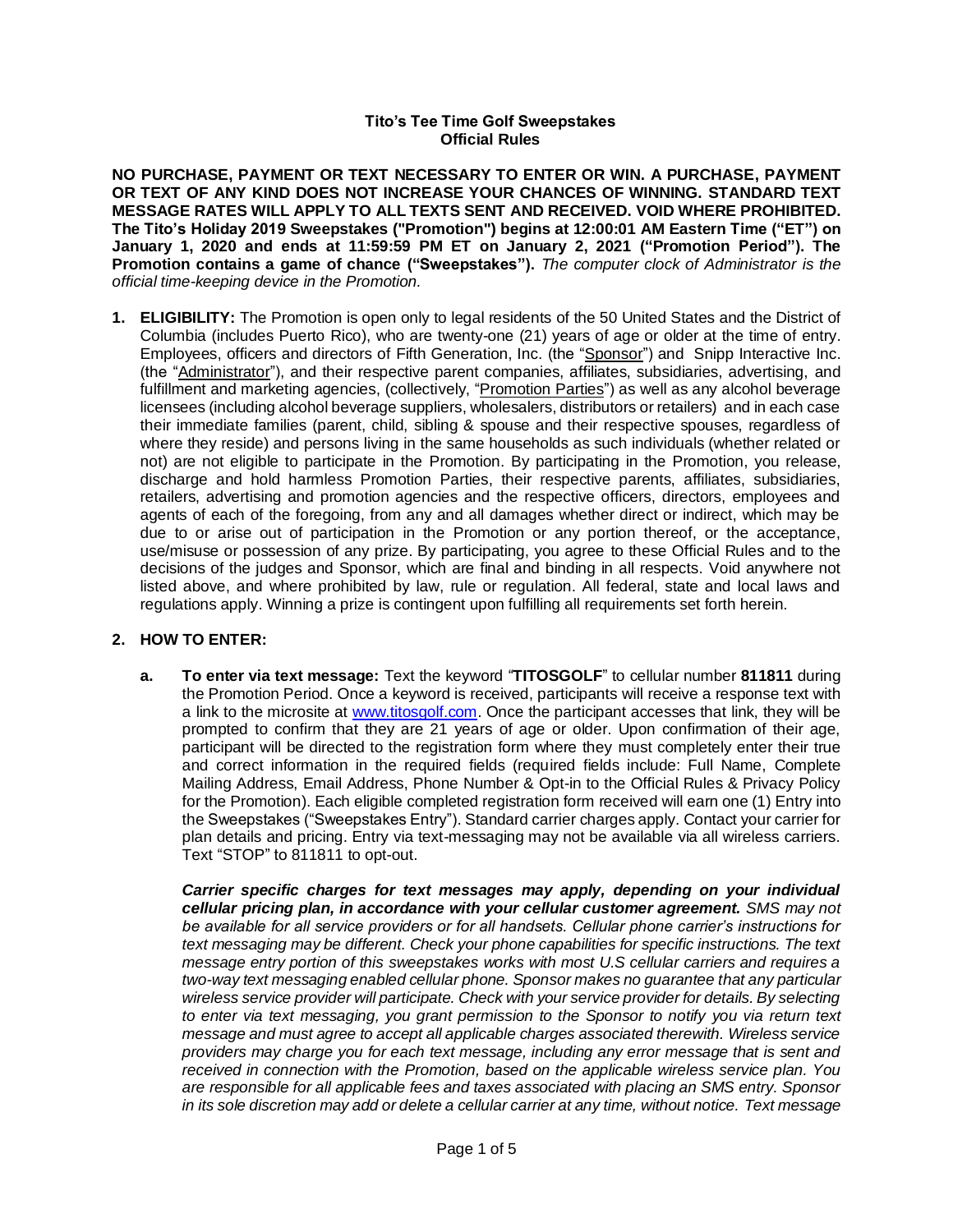**Tito's Tee Time Golf Sweepstakes**
**Official Rules**

**NO PURCHASE, PAYMENT OR TEXT NECESSARY TO ENTER OR WIN. A PURCHASE, PAYMENT OR TEXT OF ANY KIND DOES NOT INCREASE YOUR CHANCES OF WINNING. STANDARD TEXT MESSAGE RATES WILL APPLY TO ALL TEXTS SENT AND RECEIVED. VOID WHERE PROHIBITED. The Tito's Holiday 2019 Sweepstakes ("Promotion") begins at 12:00:01 AM Eastern Time ("ET") on January 1, 2020 and ends at 11:59:59 PM ET on January 2, 2021 ("Promotion Period"). The Promotion contains a game of chance ("Sweepstakes").** *The computer clock of Administrator is the official time-keeping device in the Promotion.*

1. **ELIGIBILITY:** The Promotion is open only to legal residents of the 50 United States and the District of Columbia (includes Puerto Rico), who are twenty-one (21) years of age or older at the time of entry. Employees, officers and directors of Fifth Generation, Inc. (the "Sponsor") and Snipp Interactive Inc. (the "Administrator"), and their respective parent companies, affiliates, subsidiaries, advertising, and fulfillment and marketing agencies, (collectively, "Promotion Parties") as well as any alcohol beverage licensees (including alcohol beverage suppliers, wholesalers, distributors or retailers) and in each case their immediate families (parent, child, sibling & spouse and their respective spouses, regardless of where they reside) and persons living in the same households as such individuals (whether related or not) are not eligible to participate in the Promotion. By participating in the Promotion, you release, discharge and hold harmless Promotion Parties, their respective parents, affiliates, subsidiaries, retailers, advertising and promotion agencies and the respective officers, directors, employees and agents of each of the foregoing, from any and all damages whether direct or indirect, which may be due to or arise out of participation in the Promotion or any portion thereof, or the acceptance, use/misuse or possession of any prize. By participating, you agree to these Official Rules and to the decisions of the judges and Sponsor, which are final and binding in all respects. Void anywhere not listed above, and where prohibited by law, rule or regulation. All federal, state and local laws and regulations apply. Winning a prize is contingent upon fulfilling all requirements set forth herein.

2. **HOW TO ENTER:**

   a. **To enter via text message:** Text the keyword "**TITOSGOLF**" to cellular number **811811** during the Promotion Period. Once a keyword is received, participants will receive a response text with a link to the microsite at www.titosgolf.com. Once the participant accesses that link, they will be prompted to confirm that they are 21 years of age or older. Upon confirmation of their age, participant will be directed to the registration form where they must completely enter their true and correct information in the required fields (required fields include: Full Name, Complete Mailing Address, Email Address, Phone Number & Opt-in to the Official Rules & Privacy Policy for the Promotion). Each eligible completed registration form received will earn one (1) Entry into the Sweepstakes ("Sweepstakes Entry"). Standard carrier charges apply. Contact your carrier for plan details and pricing. Entry via text-messaging may not be available via all wireless carriers. Text "STOP" to 811811 to opt-out.

   ***Carrier specific charges for text messages may apply, depending on your individual cellular pricing plan, in accordance with your cellular customer agreement.*** *SMS may not be available for all service providers or for all handsets. Cellular phone carrier's instructions for text messaging may be different. Check your phone capabilities for specific instructions. The text message entry portion of this sweepstakes works with most U.S cellular carriers and requires a two-way text messaging enabled cellular phone. Sponsor makes no guarantee that any particular wireless service provider will participate. Check with your service provider for details. By selecting to enter via text messaging, you grant permission to the Sponsor to notify you via return text message and must agree to accept all applicable charges associated therewith. Wireless service providers may charge you for each text message, including any error message that is sent and received in connection with the Promotion, based on the applicable wireless service plan. You are responsible for all applicable fees and taxes associated with placing an SMS entry. Sponsor in its sole discretion may add or delete a cellular carrier at any time, without notice. Text message*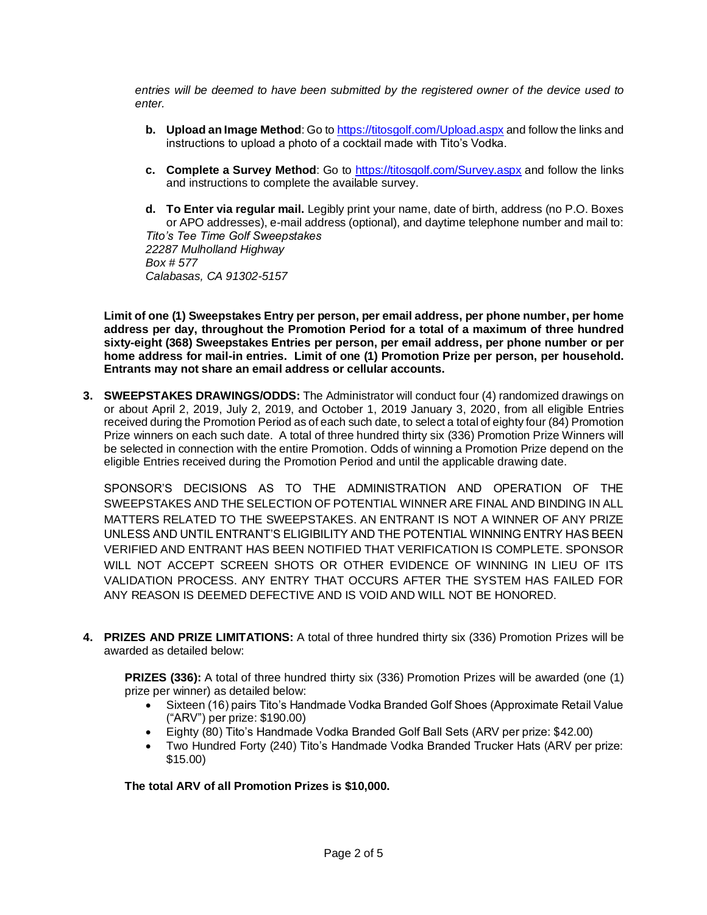*entries will be deemed to have been submitted by the registered owner of the device used to enter.*

**b. Upload an Image Method**: Go to https://titosgolf.com/Upload.aspx and follow the links and instructions to upload a photo of a cocktail made with Tito's Vodka.

**c. Complete a Survey Method**: Go to https://titosgolf.com/Survey.aspx and follow the links and instructions to complete the available survey.

**d. To Enter via regular mail.** Legibly print your name, date of birth, address (no P.O. Boxes or APO addresses), e-mail address (optional), and daytime telephone number and mail to:
*Tito's Tee Time Golf Sweepstakes*
*22287 Mulholland Highway*
*Box # 577*
*Calabasas, CA 91302-5157*

**Limit of one (1) Sweepstakes Entry per person, per email address, per phone number, per home address per day, throughout the Promotion Period for a total of a maximum of three hundred sixty-eight (368) Sweepstakes Entries per person, per email address, per phone number or per home address for mail-in entries. Limit of one (1) Promotion Prize per person, per household. Entrants may not share an email address or cellular accounts.**

3. **SWEEPSTAKES DRAWINGS/ODDS:** The Administrator will conduct four (4) randomized drawings on or about April 2, 2019, July 2, 2019, and October 1, 2019 January 3, 2020, from all eligible Entries received during the Promotion Period as of each such date, to select a total of eighty four (84) Promotion Prize winners on each such date. A total of three hundred thirty six (336) Promotion Prize Winners will be selected in connection with the entire Promotion. Odds of winning a Promotion Prize depend on the eligible Entries received during the Promotion Period and until the applicable drawing date.

   SPONSOR'S DECISIONS AS TO THE ADMINISTRATION AND OPERATION OF THE SWEEPSTAKES AND THE SELECTION OF POTENTIAL WINNER ARE FINAL AND BINDING IN ALL MATTERS RELATED TO THE SWEEPSTAKES. AN ENTRANT IS NOT A WINNER OF ANY PRIZE UNLESS AND UNTIL ENTRANT'S ELIGIBILITY AND THE POTENTIAL WINNING ENTRY HAS BEEN VERIFIED AND ENTRANT HAS BEEN NOTIFIED THAT VERIFICATION IS COMPLETE. SPONSOR WILL NOT ACCEPT SCREEN SHOTS OR OTHER EVIDENCE OF WINNING IN LIEU OF ITS VALIDATION PROCESS. ANY ENTRY THAT OCCURS AFTER THE SYSTEM HAS FAILED FOR ANY REASON IS DEEMED DEFECTIVE AND IS VOID AND WILL NOT BE HONORED.

4. **PRIZES AND PRIZE LIMITATIONS:** A total of three hundred thirty six (336) Promotion Prizes will be awarded as detailed below:

   **PRIZES (336):** A total of three hundred thirty six (336) Promotion Prizes will be awarded (one (1) prize per winner) as detailed below:

   - Sixteen (16) pairs Tito's Handmade Vodka Branded Golf Shoes (Approximate Retail Value ("ARV") per prize: $190.00)
   - Eighty (80) Tito's Handmade Vodka Branded Golf Ball Sets (ARV per prize: $42.00)
   - Two Hundred Forty (240) Tito's Handmade Vodka Branded Trucker Hats (ARV per prize: $15.00)

   **The total ARV of all Promotion Prizes is $10,000.**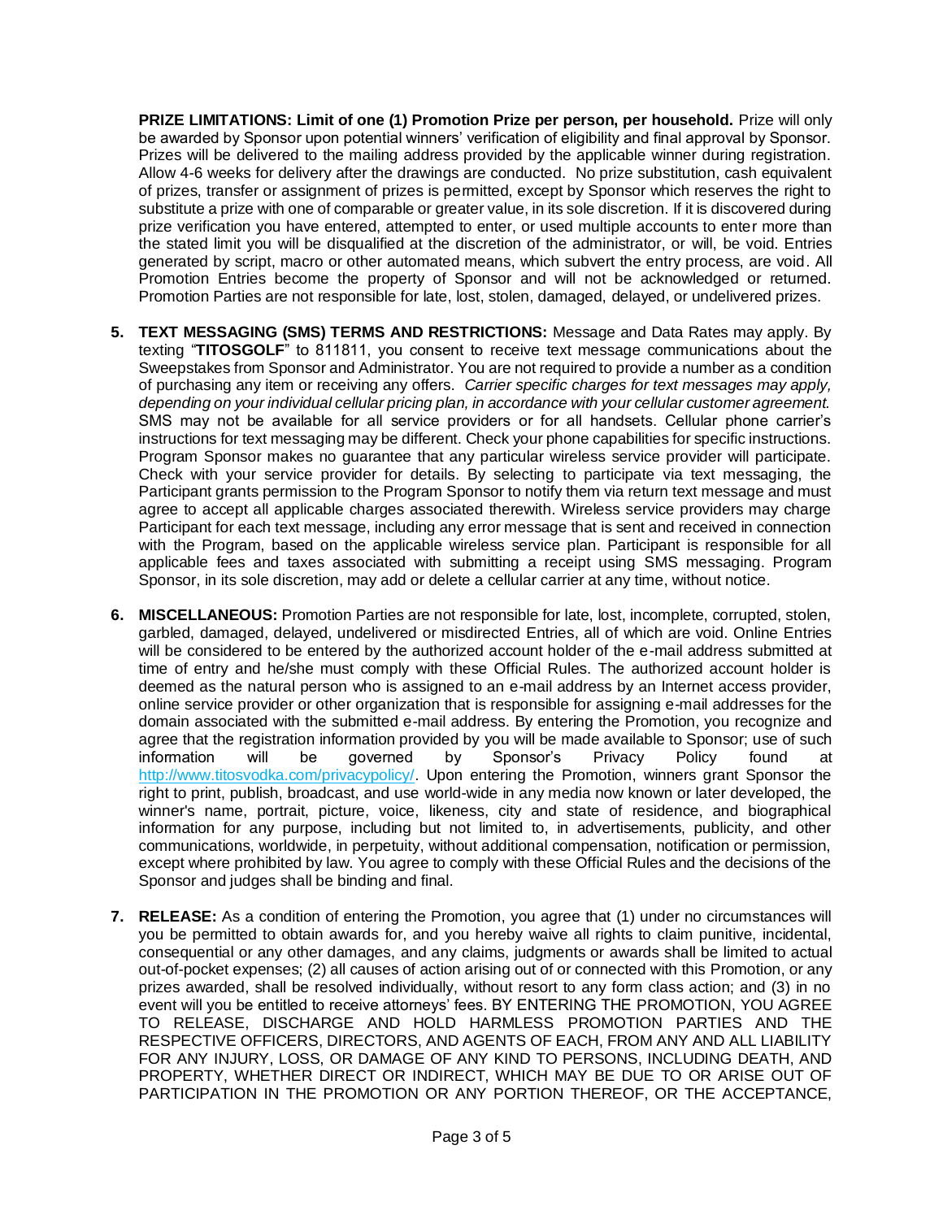**PRIZE LIMITATIONS: Limit of one (1) Promotion Prize per person, per household.** Prize will only be awarded by Sponsor upon potential winners' verification of eligibility and final approval by Sponsor. Prizes will be delivered to the mailing address provided by the applicable winner during registration. Allow 4-6 weeks for delivery after the drawings are conducted. No prize substitution, cash equivalent of prizes, transfer or assignment of prizes is permitted, except by Sponsor which reserves the right to substitute a prize with one of comparable or greater value, in its sole discretion. If it is discovered during prize verification you have entered, attempted to enter, or used multiple accounts to enter more than the stated limit you will be disqualified at the discretion of the administrator, or will, be void. Entries generated by script, macro or other automated means, which subvert the entry process, are void. All Promotion Entries become the property of Sponsor and will not be acknowledged or returned. Promotion Parties are not responsible for late, lost, stolen, damaged, delayed, or undelivered prizes.

5. **TEXT MESSAGING (SMS) TERMS AND RESTRICTIONS:** Message and Data Rates may apply. By texting "**TITOSGOLF**" to 811811, you consent to receive text message communications about the Sweepstakes from Sponsor and Administrator. You are not required to provide a number as a condition of purchasing any item or receiving any offers. *Carrier specific charges for text messages may apply, depending on your individual cellular pricing plan, in accordance with your cellular customer agreement.* SMS may not be available for all service providers or for all handsets. Cellular phone carrier's instructions for text messaging may be different. Check your phone capabilities for specific instructions. Program Sponsor makes no guarantee that any particular wireless service provider will participate. Check with your service provider for details. By selecting to participate via text messaging, the Participant grants permission to the Program Sponsor to notify them via return text message and must agree to accept all applicable charges associated therewith. Wireless service providers may charge Participant for each text message, including any error message that is sent and received in connection with the Program, based on the applicable wireless service plan. Participant is responsible for all applicable fees and taxes associated with submitting a receipt using SMS messaging. Program Sponsor, in its sole discretion, may add or delete a cellular carrier at any time, without notice.

6. **MISCELLANEOUS:** Promotion Parties are not responsible for late, lost, incomplete, corrupted, stolen, garbled, damaged, delayed, undelivered or misdirected Entries, all of which are void. Online Entries will be considered to be entered by the authorized account holder of the e-mail address submitted at time of entry and he/she must comply with these Official Rules. The authorized account holder is deemed as the natural person who is assigned to an e-mail address by an Internet access provider, online service provider or other organization that is responsible for assigning e-mail addresses for the domain associated with the submitted e-mail address. By entering the Promotion, you recognize and agree that the registration information provided by you will be made available to Sponsor; use of such information will be governed by Sponsor's Privacy Policy found at http://www.titosvodka.com/privacypolicy/. Upon entering the Promotion, winners grant Sponsor the right to print, publish, broadcast, and use world-wide in any media now known or later developed, the winner's name, portrait, picture, voice, likeness, city and state of residence, and biographical information for any purpose, including but not limited to, in advertisements, publicity, and other communications, worldwide, in perpetuity, without additional compensation, notification or permission, except where prohibited by law. You agree to comply with these Official Rules and the decisions of the Sponsor and judges shall be binding and final.

7. **RELEASE:** As a condition of entering the Promotion, you agree that (1) under no circumstances will you be permitted to obtain awards for, and you hereby waive all rights to claim punitive, incidental, consequential or any other damages, and any claims, judgments or awards shall be limited to actual out-of-pocket expenses; (2) all causes of action arising out of or connected with this Promotion, or any prizes awarded, shall be resolved individually, without resort to any form class action; and (3) in no event will you be entitled to receive attorneys' fees. BY ENTERING THE PROMOTION, YOU AGREE TO RELEASE, DISCHARGE AND HOLD HARMLESS PROMOTION PARTIES AND THE RESPECTIVE OFFICERS, DIRECTORS, AND AGENTS OF EACH, FROM ANY AND ALL LIABILITY FOR ANY INJURY, LOSS, OR DAMAGE OF ANY KIND TO PERSONS, INCLUDING DEATH, AND PROPERTY, WHETHER DIRECT OR INDIRECT, WHICH MAY BE DUE TO OR ARISE OUT OF PARTICIPATION IN THE PROMOTION OR ANY PORTION THEREOF, OR THE ACCEPTANCE,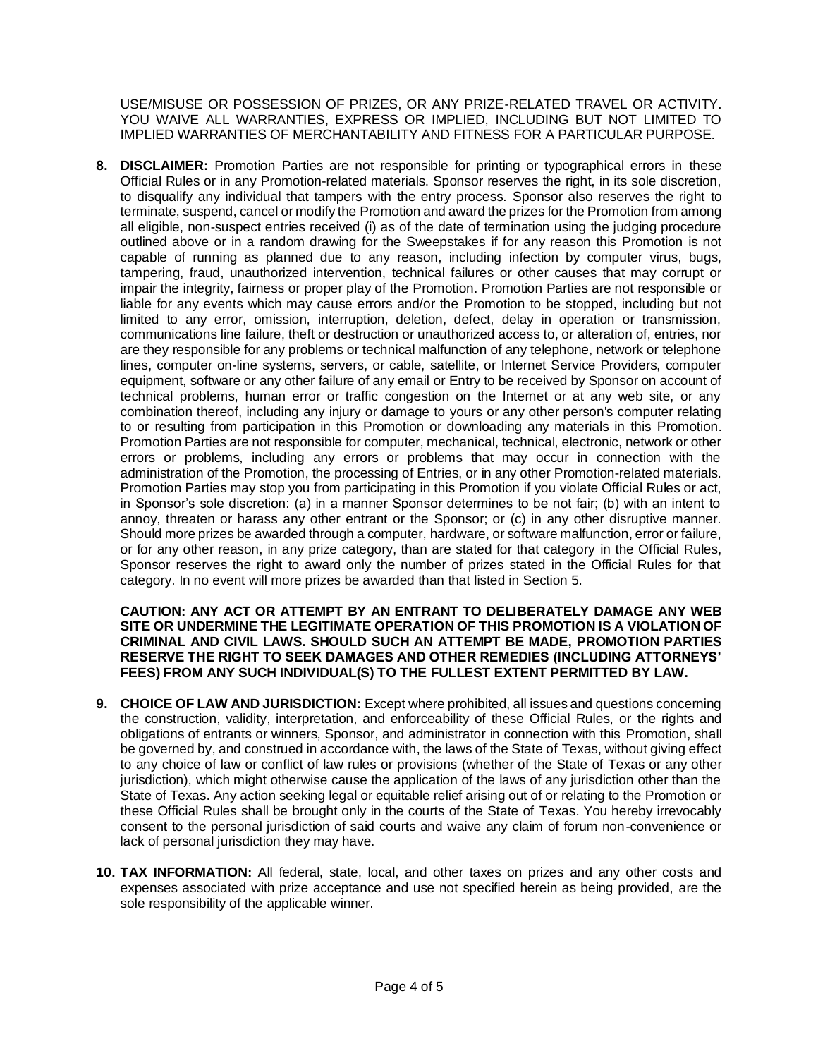USE/MISUSE OR POSSESSION OF PRIZES, OR ANY PRIZE-RELATED TRAVEL OR ACTIVITY. YOU WAIVE ALL WARRANTIES, EXPRESS OR IMPLIED, INCLUDING BUT NOT LIMITED TO IMPLIED WARRANTIES OF MERCHANTABILITY AND FITNESS FOR A PARTICULAR PURPOSE.

8. **DISCLAIMER:** Promotion Parties are not responsible for printing or typographical errors in these Official Rules or in any Promotion-related materials. Sponsor reserves the right, in its sole discretion, to disqualify any individual that tampers with the entry process. Sponsor also reserves the right to terminate, suspend, cancel or modify the Promotion and award the prizes for the Promotion from among all eligible, non-suspect entries received (i) as of the date of termination using the judging procedure outlined above or in a random drawing for the Sweepstakes if for any reason this Promotion is not capable of running as planned due to any reason, including infection by computer virus, bugs, tampering, fraud, unauthorized intervention, technical failures or other causes that may corrupt or impair the integrity, fairness or proper play of the Promotion. Promotion Parties are not responsible or liable for any events which may cause errors and/or the Promotion to be stopped, including but not limited to any error, omission, interruption, deletion, defect, delay in operation or transmission, communications line failure, theft or destruction or unauthorized access to, or alteration of, entries, nor are they responsible for any problems or technical malfunction of any telephone, network or telephone lines, computer on-line systems, servers, or cable, satellite, or Internet Service Providers, computer equipment, software or any other failure of any email or Entry to be received by Sponsor on account of technical problems, human error or traffic congestion on the Internet or at any web site, or any combination thereof, including any injury or damage to yours or any other person's computer relating to or resulting from participation in this Promotion or downloading any materials in this Promotion. Promotion Parties are not responsible for computer, mechanical, technical, electronic, network or other errors or problems, including any errors or problems that may occur in connection with the administration of the Promotion, the processing of Entries, or in any other Promotion-related materials. Promotion Parties may stop you from participating in this Promotion if you violate Official Rules or act, in Sponsor's sole discretion: (a) in a manner Sponsor determines to be not fair; (b) with an intent to annoy, threaten or harass any other entrant or the Sponsor; or (c) in any other disruptive manner. Should more prizes be awarded through a computer, hardware, or software malfunction, error or failure, or for any other reason, in any prize category, than are stated for that category in the Official Rules, Sponsor reserves the right to award only the number of prizes stated in the Official Rules for that category. In no event will more prizes be awarded than that listed in Section 5.

   **CAUTION: ANY ACT OR ATTEMPT BY AN ENTRANT TO DELIBERATELY DAMAGE ANY WEB SITE OR UNDERMINE THE LEGITIMATE OPERATION OF THIS PROMOTION IS A VIOLATION OF CRIMINAL AND CIVIL LAWS. SHOULD SUCH AN ATTEMPT BE MADE, PROMOTION PARTIES RESERVE THE RIGHT TO SEEK DAMAGES AND OTHER REMEDIES (INCLUDING ATTORNEYS' FEES) FROM ANY SUCH INDIVIDUAL(S) TO THE FULLEST EXTENT PERMITTED BY LAW.**

9. **CHOICE OF LAW AND JURISDICTION:** Except where prohibited, all issues and questions concerning the construction, validity, interpretation, and enforceability of these Official Rules, or the rights and obligations of entrants or winners, Sponsor, and administrator in connection with this Promotion, shall be governed by, and construed in accordance with, the laws of the State of Texas, without giving effect to any choice of law or conflict of law rules or provisions (whether of the State of Texas or any other jurisdiction), which might otherwise cause the application of the laws of any jurisdiction other than the State of Texas. Any action seeking legal or equitable relief arising out of or relating to the Promotion or these Official Rules shall be brought only in the courts of the State of Texas. You hereby irrevocably consent to the personal jurisdiction of said courts and waive any claim of forum non-convenience or lack of personal jurisdiction they may have.

10. **TAX INFORMATION:** All federal, state, local, and other taxes on prizes and any other costs and expenses associated with prize acceptance and use not specified herein as being provided, are the sole responsibility of the applicable winner.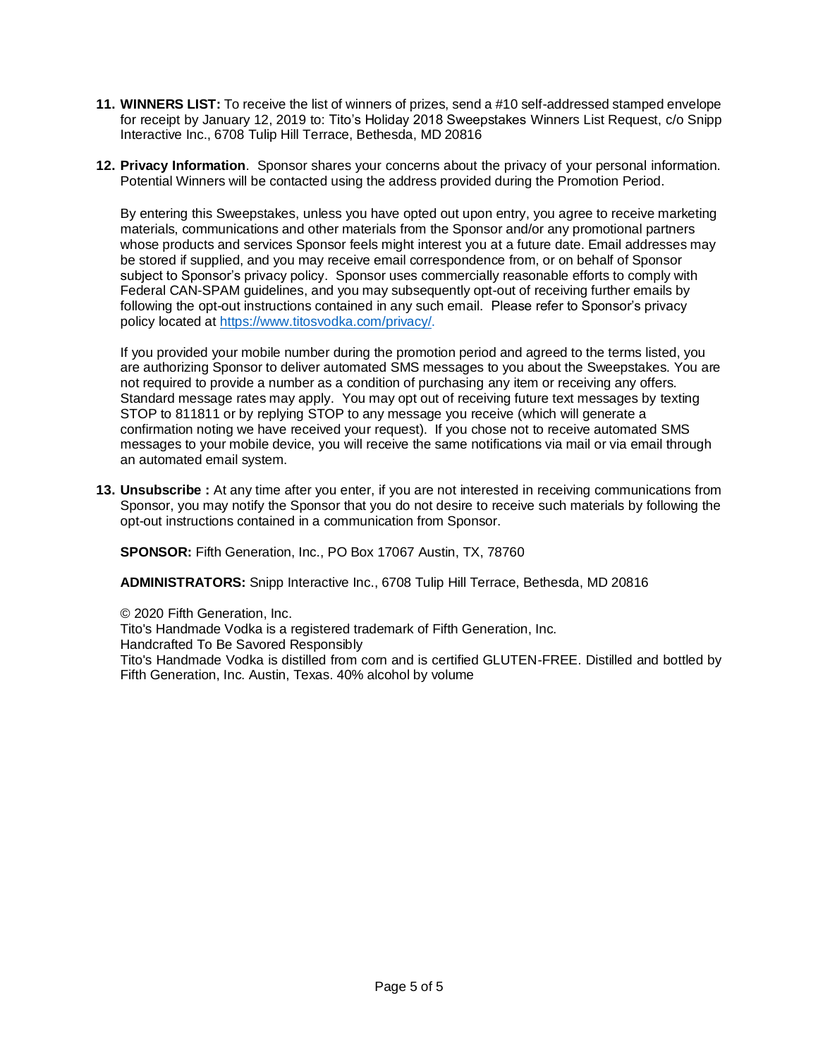11. **WINNERS LIST:** To receive the list of winners of prizes, send a #10 self-addressed stamped envelope for receipt by January 12, 2019 to: Tito's Holiday 2018 Sweepstakes Winners List Request, c/o Snipp Interactive Inc., 6708 Tulip Hill Terrace, Bethesda, MD 20816

12. **Privacy Information**. Sponsor shares your concerns about the privacy of your personal information. Potential Winners will be contacted using the address provided during the Promotion Period.

    By entering this Sweepstakes, unless you have opted out upon entry, you agree to receive marketing materials, communications and other materials from the Sponsor and/or any promotional partners whose products and services Sponsor feels might interest you at a future date. Email addresses may be stored if supplied, and you may receive email correspondence from, or on behalf of Sponsor subject to Sponsor's privacy policy. Sponsor uses commercially reasonable efforts to comply with Federal CAN-SPAM guidelines, and you may subsequently opt-out of receiving further emails by following the opt-out instructions contained in any such email. Please refer to Sponsor's privacy policy located at https://www.titosvodka.com/privacy/.

    If you provided your mobile number during the promotion period and agreed to the terms listed, you are authorizing Sponsor to deliver automated SMS messages to you about the Sweepstakes. You are not required to provide a number as a condition of purchasing any item or receiving any offers. Standard message rates may apply. You may opt out of receiving future text messages by texting STOP to 811811 or by replying STOP to any message you receive (which will generate a confirmation noting we have received your request). If you chose not to receive automated SMS messages to your mobile device, you will receive the same notifications via mail or via email through an automated email system.

13. **Unsubscribe :** At any time after you enter, if you are not interested in receiving communications from Sponsor, you may notify the Sponsor that you do not desire to receive such materials by following the opt-out instructions contained in a communication from Sponsor.

    **SPONSOR:** Fifth Generation, Inc., PO Box 17067 Austin, TX, 78760

    **ADMINISTRATORS:** Snipp Interactive Inc., 6708 Tulip Hill Terrace, Bethesda, MD 20816

    © 2020 Fifth Generation, Inc.
    Tito's Handmade Vodka is a registered trademark of Fifth Generation, Inc.
    Handcrafted To Be Savored Responsibly
    Tito's Handmade Vodka is distilled from corn and is certified GLUTEN-FREE. Distilled and bottled by Fifth Generation, Inc. Austin, Texas. 40% alcohol by volume